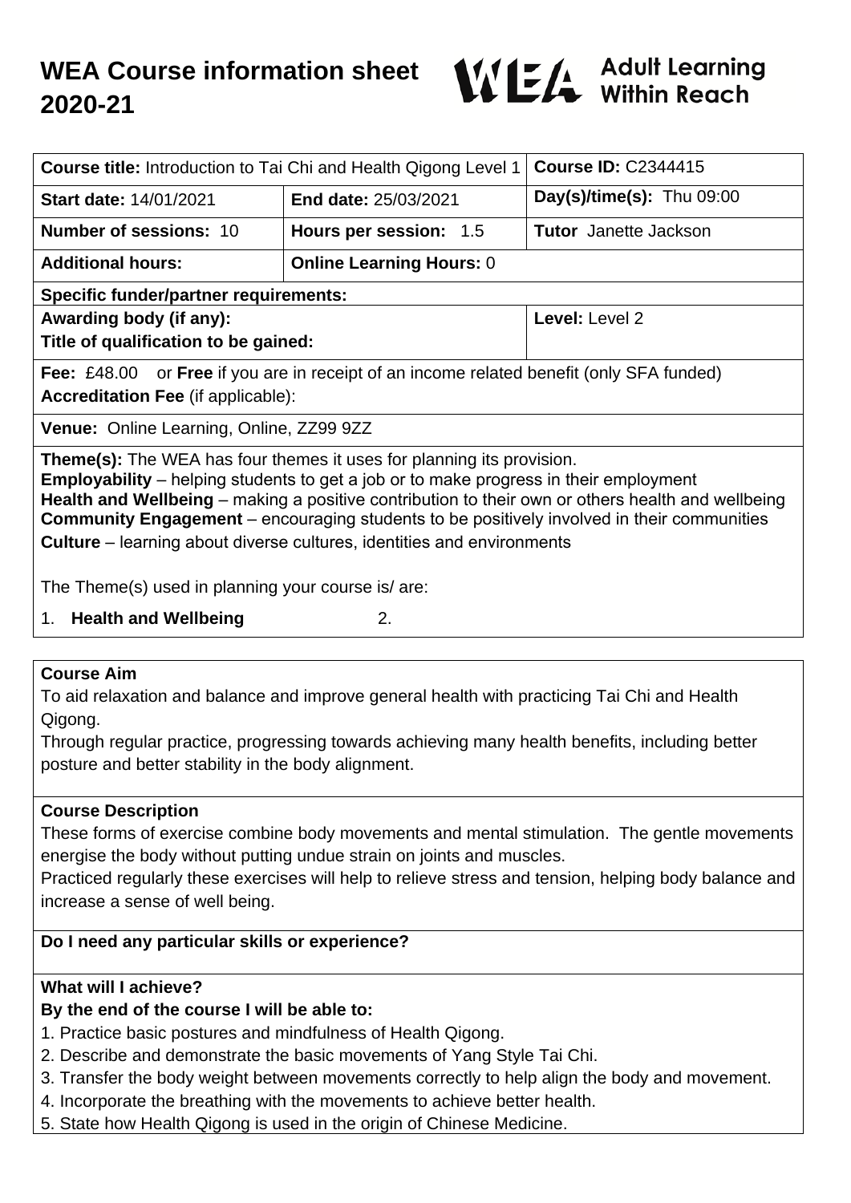# WEA Course information sheet 2020-21

WEA Adult Learning Within Reach

| **Course title:** Introduction to Tai Chi and Health Qigong Level 1 | | **Course ID:** C2344415 |
|---|---|---|
| **Start date:** 14/01/2021 | **End date:** 25/03/2021 | **Day(s)/time(s):** Thu 09:00 |
| **Number of sessions:** 10 | **Hours per session:** 1.5 | **Tutor** Janette Jackson |
| **Additional hours:** | **Online Learning Hours:** 0 | |
| **Specific funder/partner requirements:** | | |
| **Awarding body (if any):**<br>**Title of qualification to be gained:** | | **Level:** Level 2 |
| **Fee:** £48.00 or **Free** if you are in receipt of an income related benefit (only SFA funded)<br>**Accreditation Fee** (if applicable): | | |
| **Venue:** Online Learning, Online, ZZ99 9ZZ | | |

**Theme(s):** The WEA has four themes it uses for planning its provision.
**Employability** – helping students to get a job or to make progress in their employment
**Health and Wellbeing** – making a positive contribution to their own or others health and wellbeing
**Community Engagement** – encouraging students to be positively involved in their communities
**Culture** – learning about diverse cultures, identities and environments

The Theme(s) used in planning your course is/ are:

1. **Health and Wellbeing**
2.

## Course Aim

To aid relaxation and balance and improve general health with practicing Tai Chi and Health Qigong.
Through regular practice, progressing towards achieving many health benefits, including better posture and better stability in the body alignment.

## Course Description

These forms of exercise combine body movements and mental stimulation. The gentle movements energise the body without putting undue strain on joints and muscles.
Practiced regularly these exercises will help to relieve stress and tension, helping body balance and increase a sense of well being.

## Do I need any particular skills or experience?

## What will I achieve?

**By the end of the course I will be able to:**

1. Practice basic postures and mindfulness of Health Qigong.
2. Describe and demonstrate the basic movements of Yang Style Tai Chi.
3. Transfer the body weight between movements correctly to help align the body and movement.
4. Incorporate the breathing with the movements to achieve better health.
5. State how Health Qigong is used in the origin of Chinese Medicine.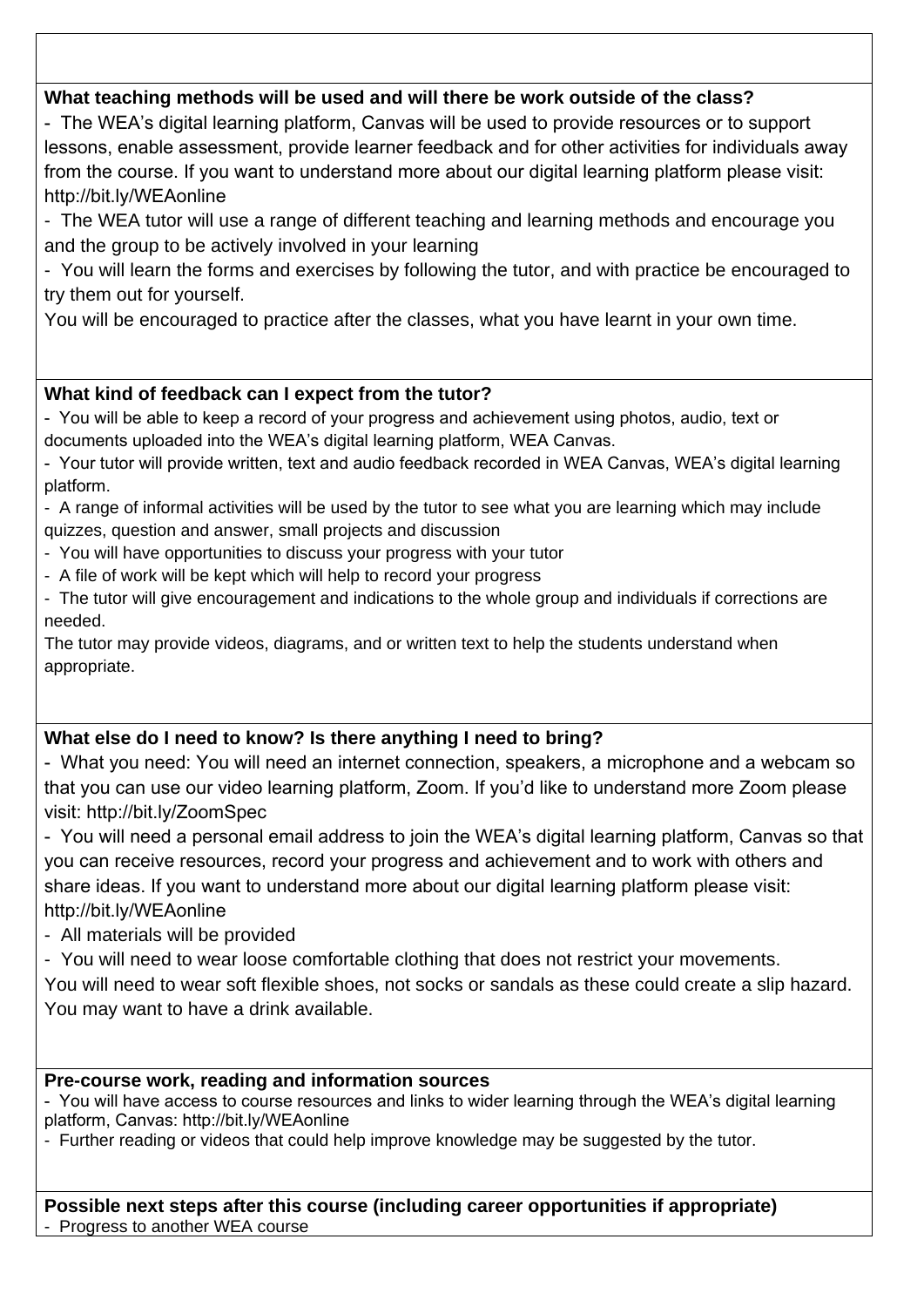**What teaching methods will be used and will there be work outside of the class?**

- The WEA's digital learning platform, Canvas will be used to provide resources or to support lessons, enable assessment, provide learner feedback and for other activities for individuals away from the course. If you want to understand more about our digital learning platform please visit: http://bit.ly/WEAonline
- The WEA tutor will use a range of different teaching and learning methods and encourage you and the group to be actively involved in your learning
- You will learn the forms and exercises by following the tutor, and with practice be encouraged to try them out for yourself.

You will be encouraged to practice after the classes, what you have learnt in your own time.

**What kind of feedback can I expect from the tutor?**

- You will be able to keep a record of your progress and achievement using photos, audio, text or documents uploaded into the WEA's digital learning platform, WEA Canvas.
- Your tutor will provide written, text and audio feedback recorded in WEA Canvas, WEA's digital learning platform.
- A range of informal activities will be used by the tutor to see what you are learning which may include quizzes, question and answer, small projects and discussion
- You will have opportunities to discuss your progress with your tutor
- A file of work will be kept which will help to record your progress
- The tutor will give encouragement and indications to the whole group and individuals if corrections are needed.

The tutor may provide videos, diagrams, and or written text to help the students understand when appropriate.

**What else do I need to know? Is there anything I need to bring?**

- What you need: You will need an internet connection, speakers, a microphone and a webcam so that you can use our video learning platform, Zoom. If you'd like to understand more Zoom please visit: http://bit.ly/ZoomSpec
- You will need a personal email address to join the WEA's digital learning platform, Canvas so that you can receive resources, record your progress and achievement and to work with others and share ideas. If you want to understand more about our digital learning platform please visit: http://bit.ly/WEAonline
- All materials will be provided
- You will need to wear loose comfortable clothing that does not restrict your movements.

You will need to wear soft flexible shoes, not socks or sandals as these could create a slip hazard.
You may want to have a drink available.

**Pre-course work, reading and information sources**

- You will have access to course resources and links to wider learning through the WEA's digital learning platform, Canvas: http://bit.ly/WEAonline
- Further reading or videos that could help improve knowledge may be suggested by the tutor.

**Possible next steps after this course (including career opportunities if appropriate)**

- Progress to another WEA course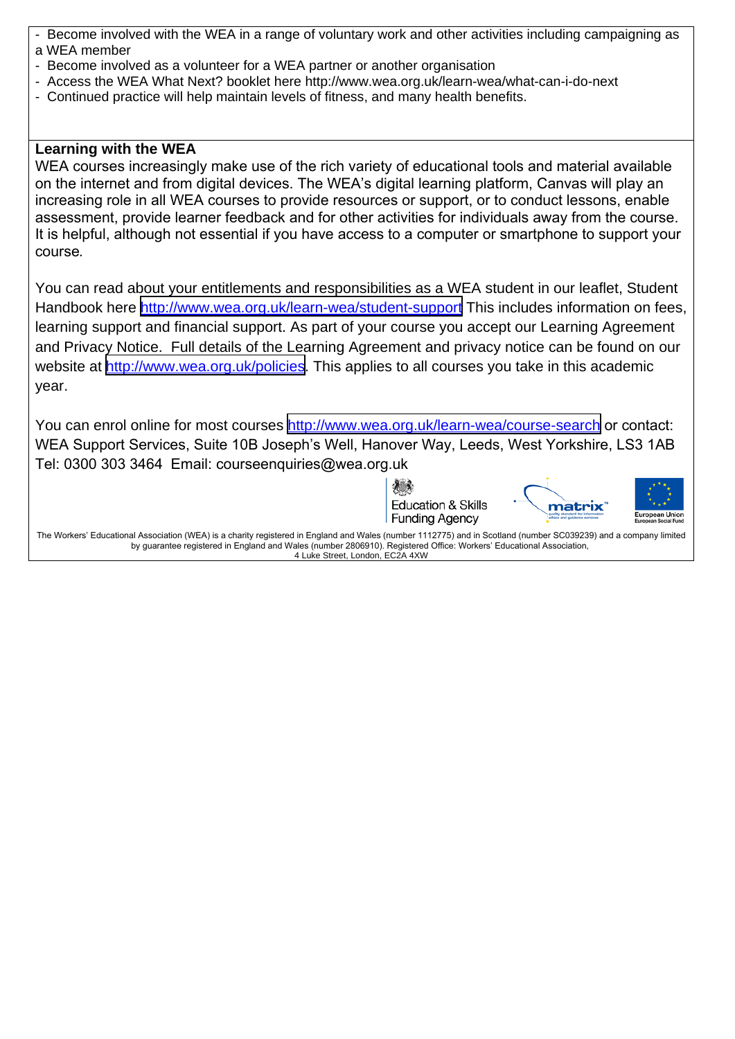- Become involved with the WEA in a range of voluntary work and other activities including campaigning as a WEA member
- Become involved as a volunteer for a WEA partner or another organisation
- Access the WEA What Next? booklet here http://www.wea.org.uk/learn-wea/what-can-i-do-next
- Continued practice will help maintain levels of fitness, and many health benefits.

**Learning with the WEA**

WEA courses increasingly make use of the rich variety of educational tools and material available on the internet and from digital devices. The WEA's digital learning platform, Canvas will play an increasing role in all WEA courses to provide resources or support, or to conduct lessons, enable assessment, provide learner feedback and for other activities for individuals away from the course. It is helpful, although not essential if you have access to a computer or smartphone to support your course.

You can read about your entitlements and responsibilities as a WEA student in our leaflet, Student Handbook here http://www.wea.org.uk/learn-wea/student-support This includes information on fees, learning support and financial support. As part of your course you accept our Learning Agreement and Privacy Notice. Full details of the Learning Agreement and privacy notice can be found on our website at http://www.wea.org.uk/policies. This applies to all courses you take in this academic year.

You can enrol online for most courses http://www.wea.org.uk/learn-wea/course-search or contact: WEA Support Services, Suite 10B Joseph's Well, Hanover Way, Leeds, West Yorkshire, LS3 1AB Tel: 0300 303 3464 Email: courseenquiries@wea.org.uk

Education & Skills Funding Agency

matrix

European Union European Social Fund

The Workers' Educational Association (WEA) is a charity registered in England and Wales (number 1112775) and in Scotland (number SC039239) and a company limited by guarantee registered in England and Wales (number 2806910). Registered Office: Workers' Educational Association, 4 Luke Street, London, EC2A 4XW